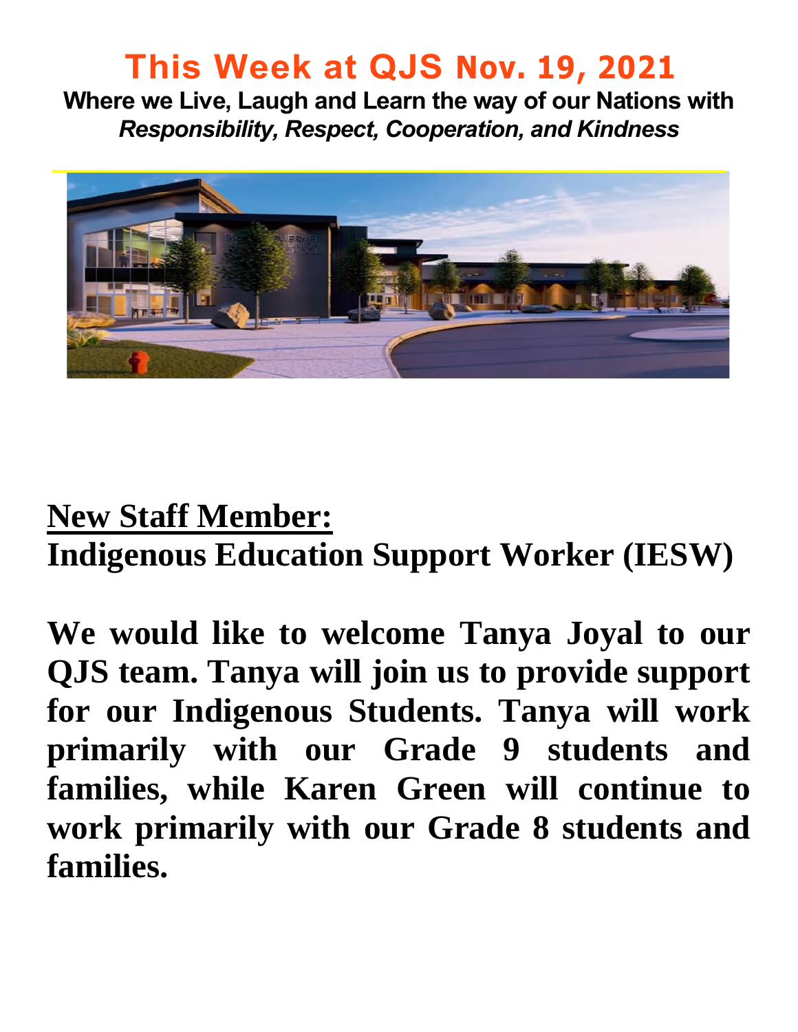# This Week at QJS Nov. 19, 2021

**Where we Live, Laugh and Learn the way of our Nations with**
***Responsibility, Respect, Cooperation, and Kindness***

## New Staff Member:

## Indigenous Education Support Worker (IESW)

**We would like to welcome Tanya Joyal to our QJS team. Tanya will join us to provide support for our Indigenous Students. Tanya will work primarily with our Grade 9 students and families, while Karen Green will continue to work primarily with our Grade 8 students and families.**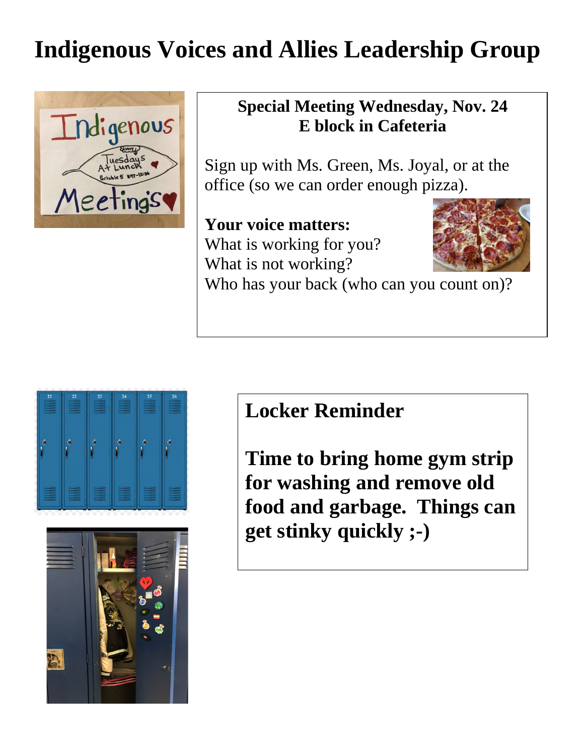# Indigenous Voices and Allies Leadership Group

**Special Meeting Wednesday, Nov. 24**
**E block in Cafeteria**

Sign up with Ms. Green, Ms. Joyal, or at the office (so we can order enough pizza).

**Your voice matters:**
What is working for you?
What is not working?
Who has your back (who can you count on)?

## Locker Reminder

**Time to bring home gym strip for washing and remove old food and garbage. Things can get stinky quickly ;-)**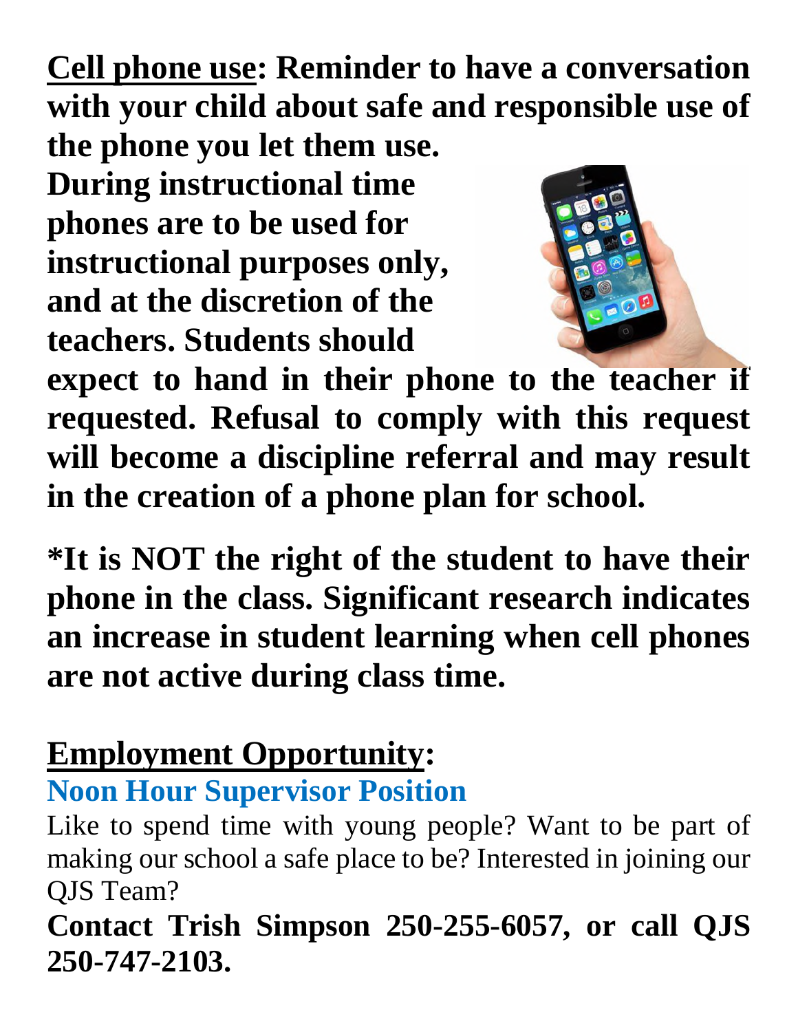**<u>Cell phone use</u>: Reminder to have a conversation with your child about safe and responsible use of the phone you let them use. During instructional time phones are to be used for instructional purposes only, and at the discretion of the teachers. Students should expect to hand in their phone to the teacher if requested. Refusal to comply with this request will become a discipline referral and may result in the creation of a phone plan for school.**

***It is NOT the right of the student to have their phone in the class. Significant research indicates an increase in student learning when cell phones are not active during class time.**

## <u>Employment Opportunity</u>:

### Noon Hour Supervisor Position

Like to spend time with young people? Want to be part of making our school a safe place to be? Interested in joining our QJS Team?

**Contact Trish Simpson 250-255-6057, or call QJS 250-747-2103.**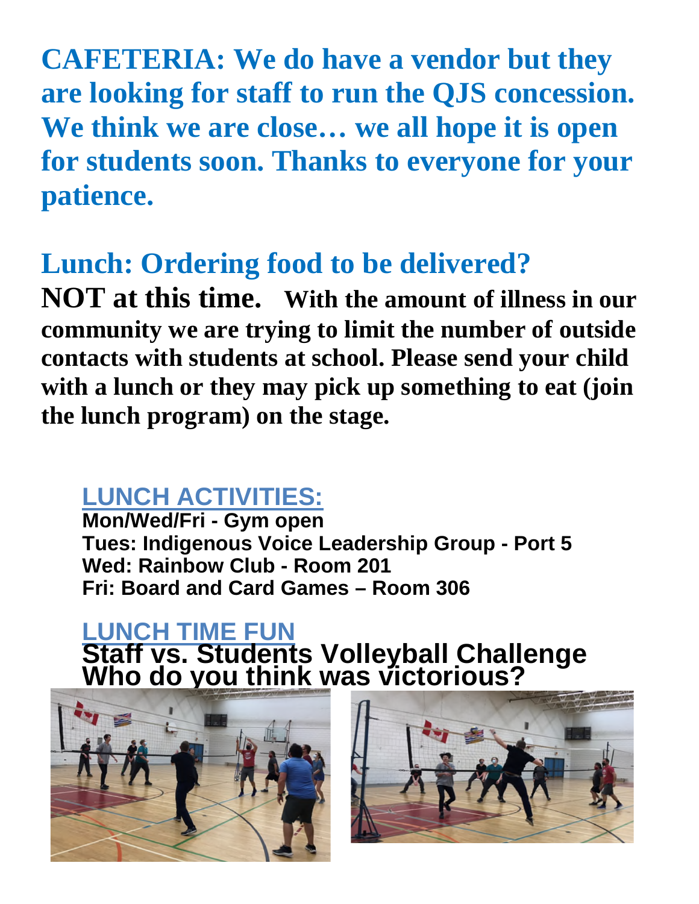**CAFETERIA: We do have a vendor but they are looking for staff to run the QJS concession. We think we are close… we all hope it is open for students soon. Thanks to everyone for your patience.**

## Lunch: Ordering food to be delivered?

**NOT at this time. With the amount of illness in our community we are trying to limit the number of outside contacts with students at school. Please send your child with a lunch or they may pick up something to eat (join the lunch program) on the stage.**

## LUNCH ACTIVITIES:

**Mon/Wed/Fri - Gym open**
**Tues: Indigenous Voice Leadership Group - Port 5**
**Wed: Rainbow Club - Room 201**
**Fri: Board and Card Games – Room 306**

## LUNCH TIME FUN

**Staff vs. Students Volleyball Challenge**
**Who do you think was victorious?**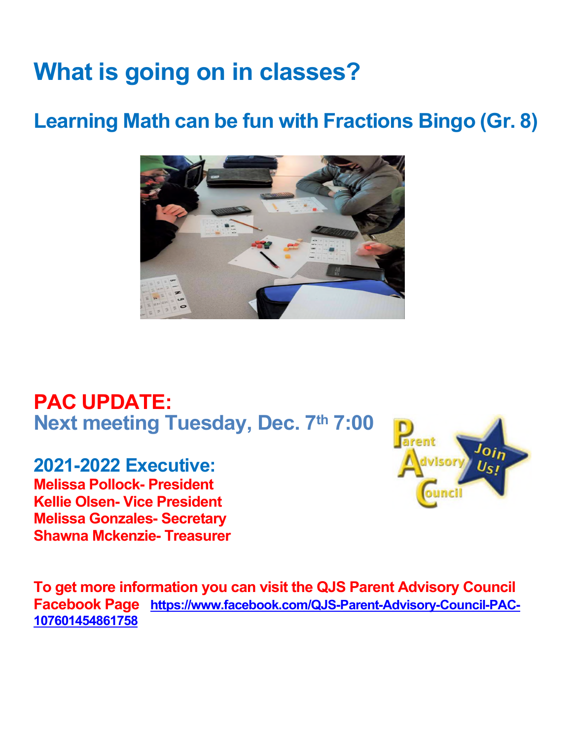# What is going on in classes?

## Learning Math can be fun with Fractions Bingo (Gr. 8)

## PAC UPDATE:

### Next meeting Tuesday, Dec. 7th 7:00

### 2021-2022 Executive:

**Melissa Pollock- President**
**Kellie Olsen- Vice President**
**Melissa Gonzales- Secretary**
**Shawna Mckenzie- Treasurer**

**To get more information you can visit the QJS Parent Advisory Council Facebook Page** https://www.facebook.com/QJS-Parent-Advisory-Council-PAC-107601454861758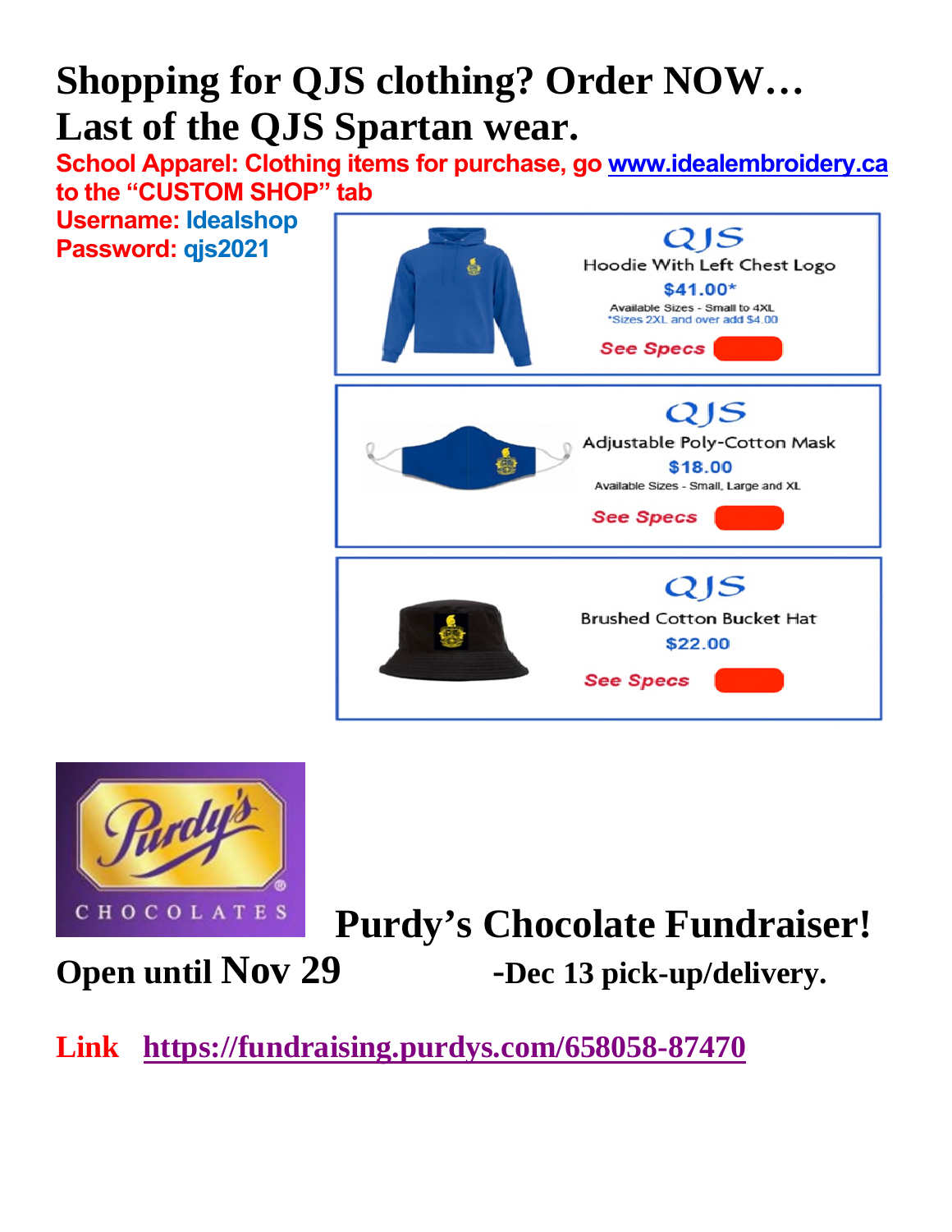# Shopping for QJS clothing? Order NOW… Last of the QJS Spartan wear.

**School Apparel: Clothing items for purchase, go www.idealembroidery.ca to the "CUSTOM SHOP" tab**

**Username: Idealshop**
**Password: qjs2021**

QJS
Hoodie With Left Chest Logo
**$41.00***
Available Sizes - Small to 4XL
*Sizes 2XL and over add $4.00
*See Specs*

QJS
Adjustable Poly-Cotton Mask
**$18.00**
Available Sizes - Small, Large and XL
*See Specs*

QJS
Brushed Cotton Bucket Hat
**$22.00**
*See Specs*

Purdy's CHOCOLATES

# Purdy's Chocolate Fundraiser!

**Open until Nov 29 -Dec 13 pick-up/delivery.**

**Link https://fundraising.purdys.com/658058-87470**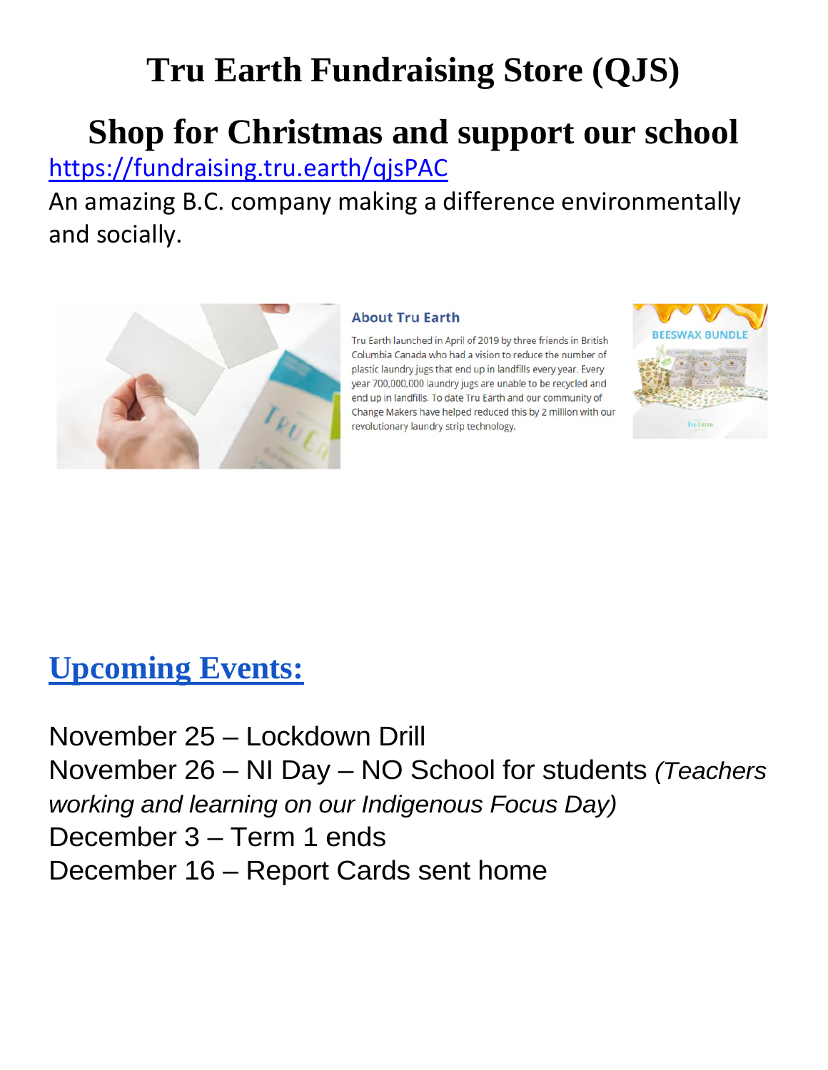# Tru Earth Fundraising Store (QJS)

## Shop for Christmas and support our school

https://fundraising.tru.earth/qjsPAC

An amazing B.C. company making a difference environmentally and socially.

**About Tru Earth**

Tru Earth launched in April of 2019 by three friends in British Columbia Canada who had a vision to reduce the number of plastic laundry jugs that end up in landfills every year. Every year 700,000,000 laundry jugs are unable to be recycled and end up in landfills. To date Tru Earth and our community of Change Makers have helped reduced this by 2 million with our revolutionary laundry strip technology.

BEESWAX BUNDLE

## Upcoming Events:

November 25 – Lockdown Drill
November 26 – NI Day – NO School for students *(Teachers working and learning on our Indigenous Focus Day)*
December 3 – Term 1 ends
December 16 – Report Cards sent home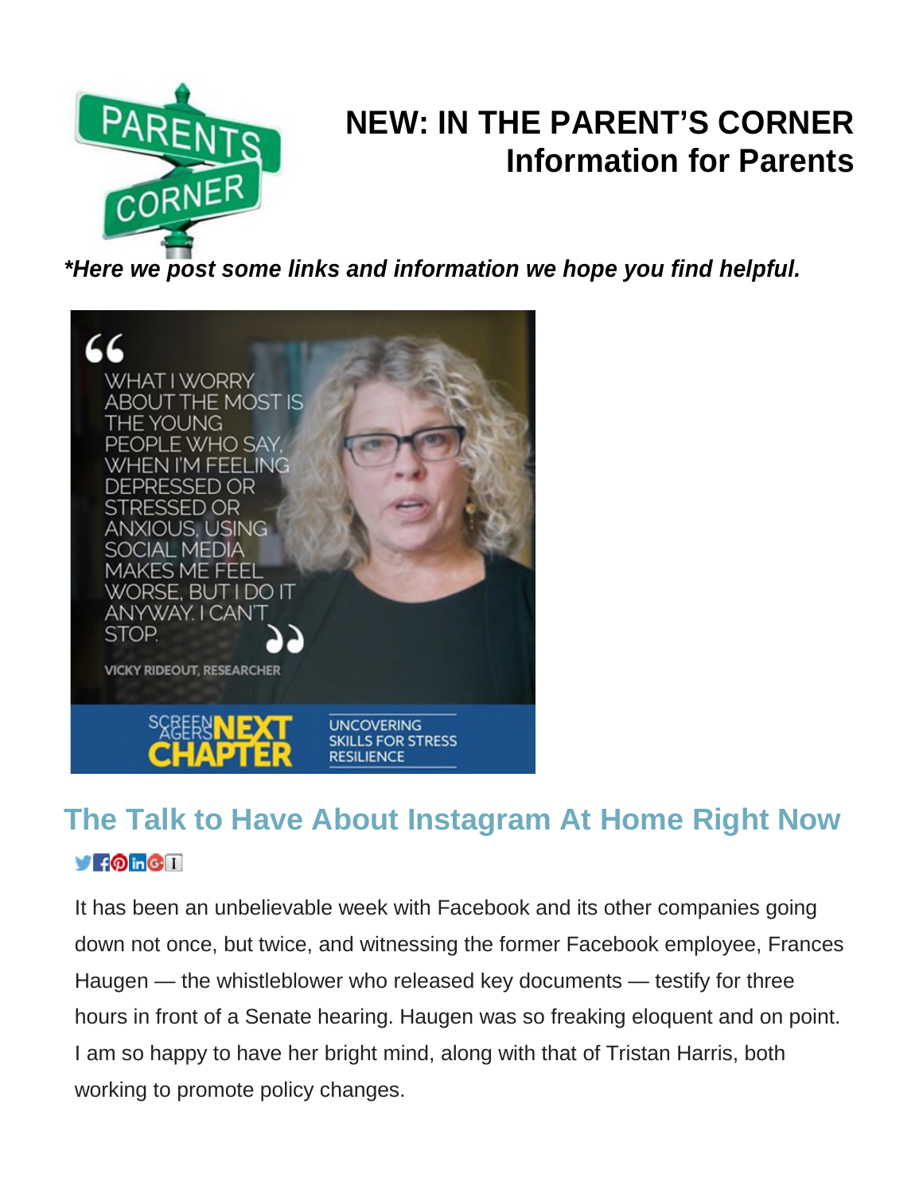# NEW: IN THE PARENT'S CORNER
## Information for Parents

***Here we post some links and information we hope you find helpful.**

"WHAT I WORRY ABOUT THE MOST IS THE YOUNG PEOPLE WHO SAY, WHEN I'M FEELING DEPRESSED OR STRESSED OR ANXIOUS, USING SOCIAL MEDIA MAKES ME FEEL WORSE, BUT I DO IT ANYWAY. I CAN'T STOP."

VICKY RIDEOUT, RESEARCHER

SCREENAGERS NEXT CHAPTER — UNCOVERING SKILLS FOR STRESS RESILIENCE

## The Talk to Have About Instagram At Home Right Now

It has been an unbelievable week with Facebook and its other companies going down not once, but twice, and witnessing the former Facebook employee, Frances Haugen — the whistleblower who released key documents — testify for three hours in front of a Senate hearing. Haugen was so freaking eloquent and on point. I am so happy to have her bright mind, along with that of Tristan Harris, both working to promote policy changes.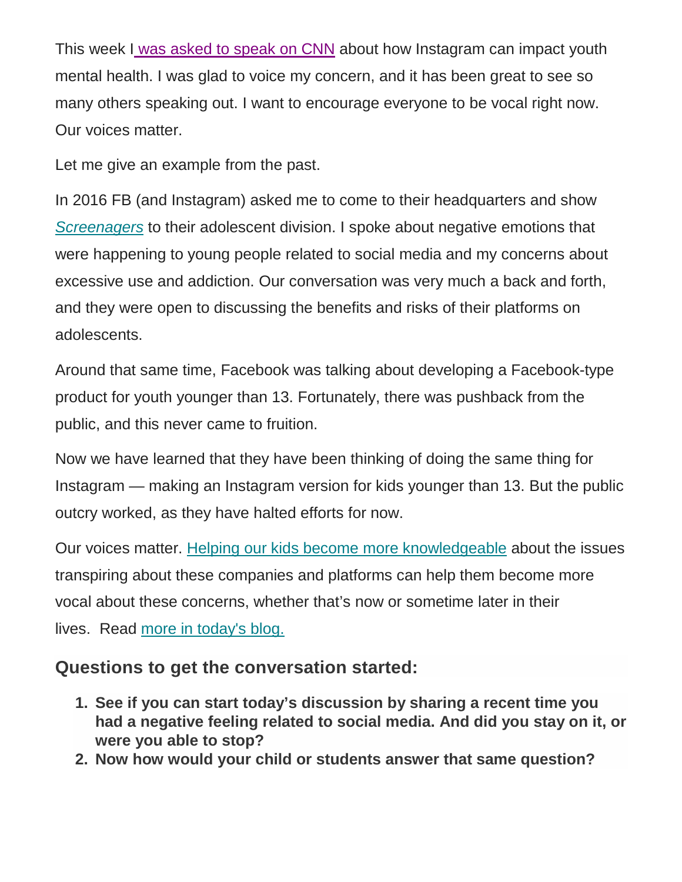This week I was asked to speak on CNN about how Instagram can impact youth mental health. I was glad to voice my concern, and it has been great to see so many others speaking out. I want to encourage everyone to be vocal right now. Our voices matter.

Let me give an example from the past.

In 2016 FB (and Instagram) asked me to come to their headquarters and show *Screenagers* to their adolescent division. I spoke about negative emotions that were happening to young people related to social media and my concerns about excessive use and addiction. Our conversation was very much a back and forth, and they were open to discussing the benefits and risks of their platforms on adolescents.

Around that same time, Facebook was talking about developing a Facebook-type product for youth younger than 13. Fortunately, there was pushback from the public, and this never came to fruition.

Now we have learned that they have been thinking of doing the same thing for Instagram — making an Instagram version for kids younger than 13. But the public outcry worked, as they have halted efforts for now.

Our voices matter. Helping our kids become more knowledgeable about the issues transpiring about these companies and platforms can help them become more vocal about these concerns, whether that's now or sometime later in their lives. Read more in today's blog.

## Questions to get the conversation started:

1. **See if you can start today's discussion by sharing a recent time you had a negative feeling related to social media. And did you stay on it, or were you able to stop?**
2. **Now how would your child or students answer that same question?**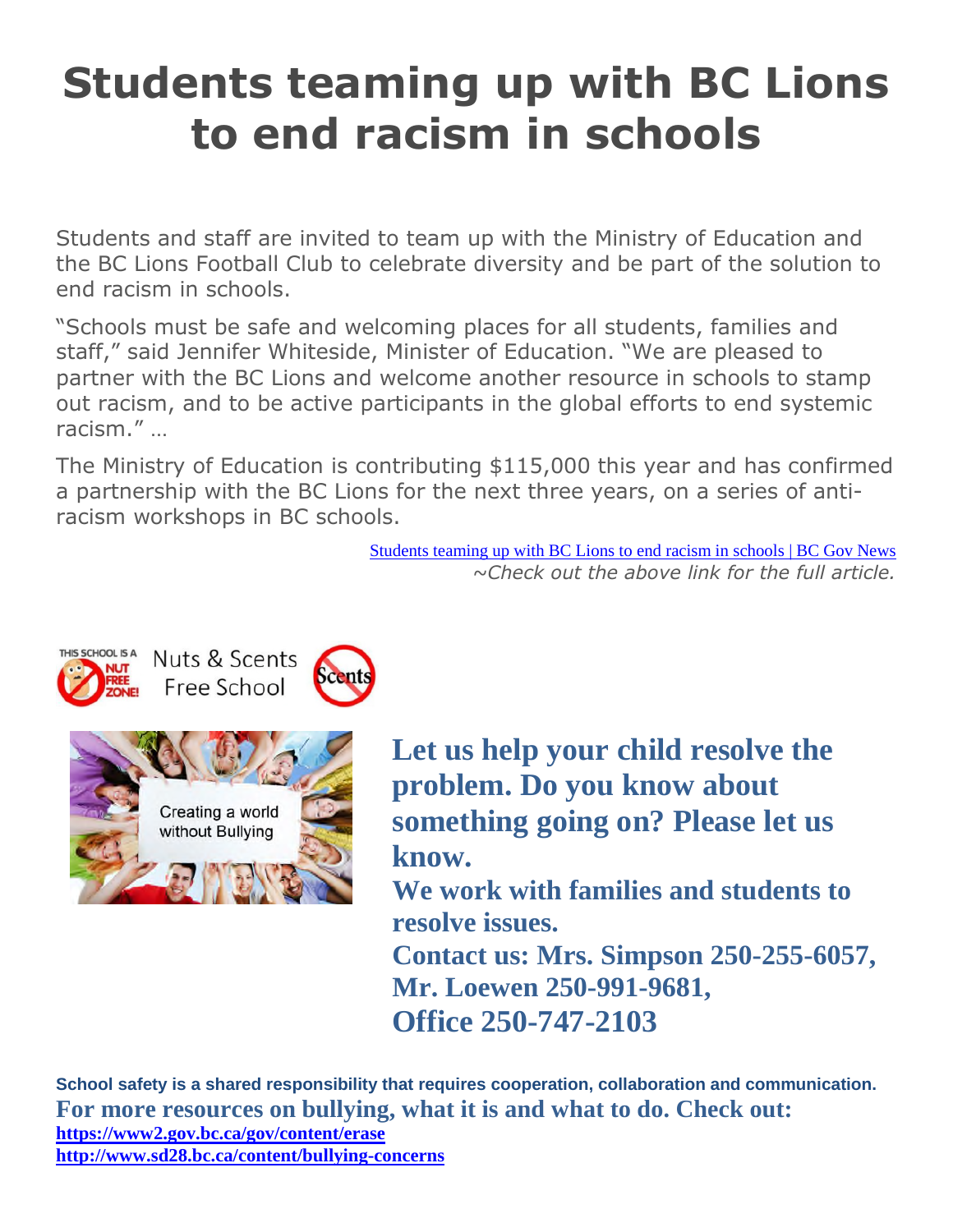# Students teaming up with BC Lions to end racism in schools

Students and staff are invited to team up with the Ministry of Education and the BC Lions Football Club to celebrate diversity and be part of the solution to end racism in schools.

"Schools must be safe and welcoming places for all students, families and staff," said Jennifer Whiteside, Minister of Education. "We are pleased to partner with the BC Lions and welcome another resource in schools to stamp out racism, and to be active participants in the global efforts to end systemic racism." …

The Ministry of Education is contributing $115,000 this year and has confirmed a partnership with the BC Lions for the next three years, on a series of anti-racism workshops in BC schools.

Students teaming up with BC Lions to end racism in schools | BC Gov News
*~Check out the above link for the full article.*

Nuts & Scents Free School

Creating a world without Bullying

**Let us help your child resolve the problem. Do you know about something going on? Please let us know.**

**We work with families and students to resolve issues.**

**Contact us: Mrs. Simpson 250-255-6057,**
**Mr. Loewen 250-991-9681,**
**Office 250-747-2103**

**School safety is a shared responsibility that requires cooperation, collaboration and communication.**

**For more resources on bullying, what it is and what to do. Check out:**

**https://www2.gov.bc.ca/gov/content/erase**

**http://www.sd28.bc.ca/content/bullying-concerns**